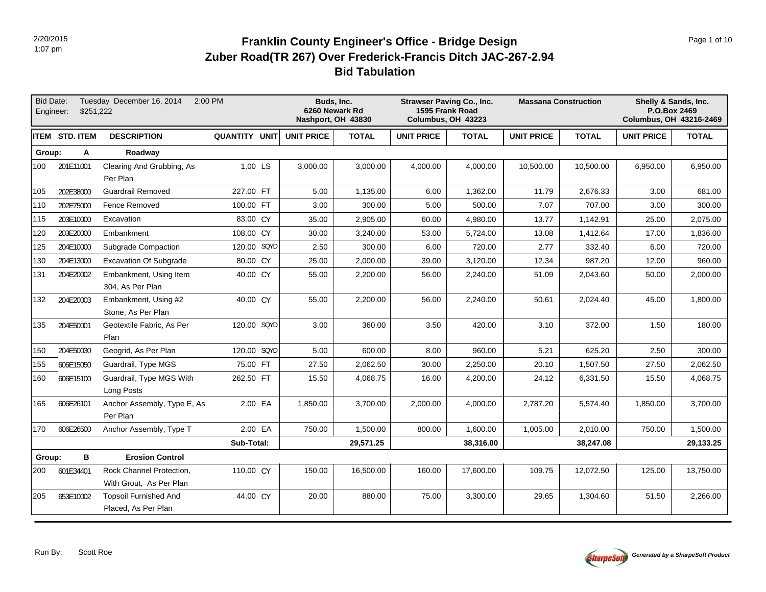# Franklin County Engineer's Office - Bridge Design
## Zuber Road(TR 267) Over Frederick-Francis Ditch JAC-267-2.94
## Bid Tabulation

2/20/2015
1:07 pm

Bid Date: Tuesday December 16, 2014 2:00 PM
Engineer: $251,222

| | | | | | Buds, Inc. 6260 Newark Rd Nashport, OH 43830 | | Strawser Paving Co., Inc. 1595 Frank Road Columbus, OH 43223 | | Massana Construction | | Shelly & Sands, Inc. P.O.Box 2469 Columbus, OH 43216-2469 | |
|---|---|---|---|---|---|---|---|---|---|---|---|---|
| ITEM | STD. ITEM | DESCRIPTION | QUANTITY | UNIT | UNIT PRICE | TOTAL | UNIT PRICE | TOTAL | UNIT PRICE | TOTAL | UNIT PRICE | TOTAL |
| Group: | A | Roadway | | | | | | | | | | |
| 100 | 201E11001 | Clearing And Grubbing, As Per Plan | 1.00 | LS | 3,000.00 | 3,000.00 | 4,000.00 | 4,000.00 | 10,500.00 | 10,500.00 | 6,950.00 | 6,950.00 |
| 105 | 202E38000 | Guardrail Removed | 227.00 | FT | 5.00 | 1,135.00 | 6.00 | 1,362.00 | 11.79 | 2,676.33 | 3.00 | 681.00 |
| 110 | 202E75000 | Fence Removed | 100.00 | FT | 3.00 | 300.00 | 5.00 | 500.00 | 7.07 | 707.00 | 3.00 | 300.00 |
| 115 | 203E10000 | Excavation | 83.00 | CY | 35.00 | 2,905.00 | 60.00 | 4,980.00 | 13.77 | 1,142.91 | 25.00 | 2,075.00 |
| 120 | 203E20000 | Embankment | 108.00 | CY | 30.00 | 3,240.00 | 53.00 | 5,724.00 | 13.08 | 1,412.64 | 17.00 | 1,836.00 |
| 125 | 204E10000 | Subgrade Compaction | 120.00 | SQYD | 2.50 | 300.00 | 6.00 | 720.00 | 2.77 | 332.40 | 6.00 | 720.00 |
| 130 | 204E13000 | Excavation Of Subgrade | 80.00 | CY | 25.00 | 2,000.00 | 39.00 | 3,120.00 | 12.34 | 987.20 | 12.00 | 960.00 |
| 131 | 204E20002 | Embankment, Using Item 304, As Per Plan | 40.00 | CY | 55.00 | 2,200.00 | 56.00 | 2,240.00 | 51.09 | 2,043.60 | 50.00 | 2,000.00 |
| 132 | 204E20003 | Embankment, Using #2 Stone, As Per Plan | 40.00 | CY | 55.00 | 2,200.00 | 56.00 | 2,240.00 | 50.61 | 2,024.40 | 45.00 | 1,800.00 |
| 135 | 204E50001 | Geotextile Fabric, As Per Plan | 120.00 | SQYD | 3.00 | 360.00 | 3.50 | 420.00 | 3.10 | 372.00 | 1.50 | 180.00 |
| 150 | 204E50030 | Geogrid, As Per Plan | 120.00 | SQYD | 5.00 | 600.00 | 8.00 | 960.00 | 5.21 | 625.20 | 2.50 | 300.00 |
| 155 | 606E15050 | Guardrail, Type MGS | 75.00 | FT | 27.50 | 2,062.50 | 30.00 | 2,250.00 | 20.10 | 1,507.50 | 27.50 | 2,062.50 |
| 160 | 606E15100 | Guardrail, Type MGS With Long Posts | 262.50 | FT | 15.50 | 4,068.75 | 16.00 | 4,200.00 | 24.12 | 6,331.50 | 15.50 | 4,068.75 |
| 165 | 606E26101 | Anchor Assembly, Type E, As Per Plan | 2.00 | EA | 1,850.00 | 3,700.00 | 2,000.00 | 4,000.00 | 2,787.20 | 5,574.40 | 1,850.00 | 3,700.00 |
| 170 | 606E26500 | Anchor Assembly, Type T | 2.00 | EA | 750.00 | 1,500.00 | 800.00 | 1,600.00 | 1,005.00 | 2,010.00 | 750.00 | 1,500.00 |
| | | | Sub-Total: | | | 29,571.25 | | 38,316.00 | | 38,247.08 | | 29,133.25 |
| Group: | B | Erosion Control | | | | | | | | | | |
| 200 | 601E34401 | Rock Channel Protection, With Grout, As Per Plan | 110.00 | CY | 150.00 | 16,500.00 | 160.00 | 17,600.00 | 109.75 | 12,072.50 | 125.00 | 13,750.00 |
| 205 | 653E10002 | Topsoil Furnished And Placed, As Per Plan | 44.00 | CY | 20.00 | 880.00 | 75.00 | 3,300.00 | 29.65 | 1,304.60 | 51.50 | 2,266.00 |

Run By: Scott Roe

*Generated by a SharpeSoft Product*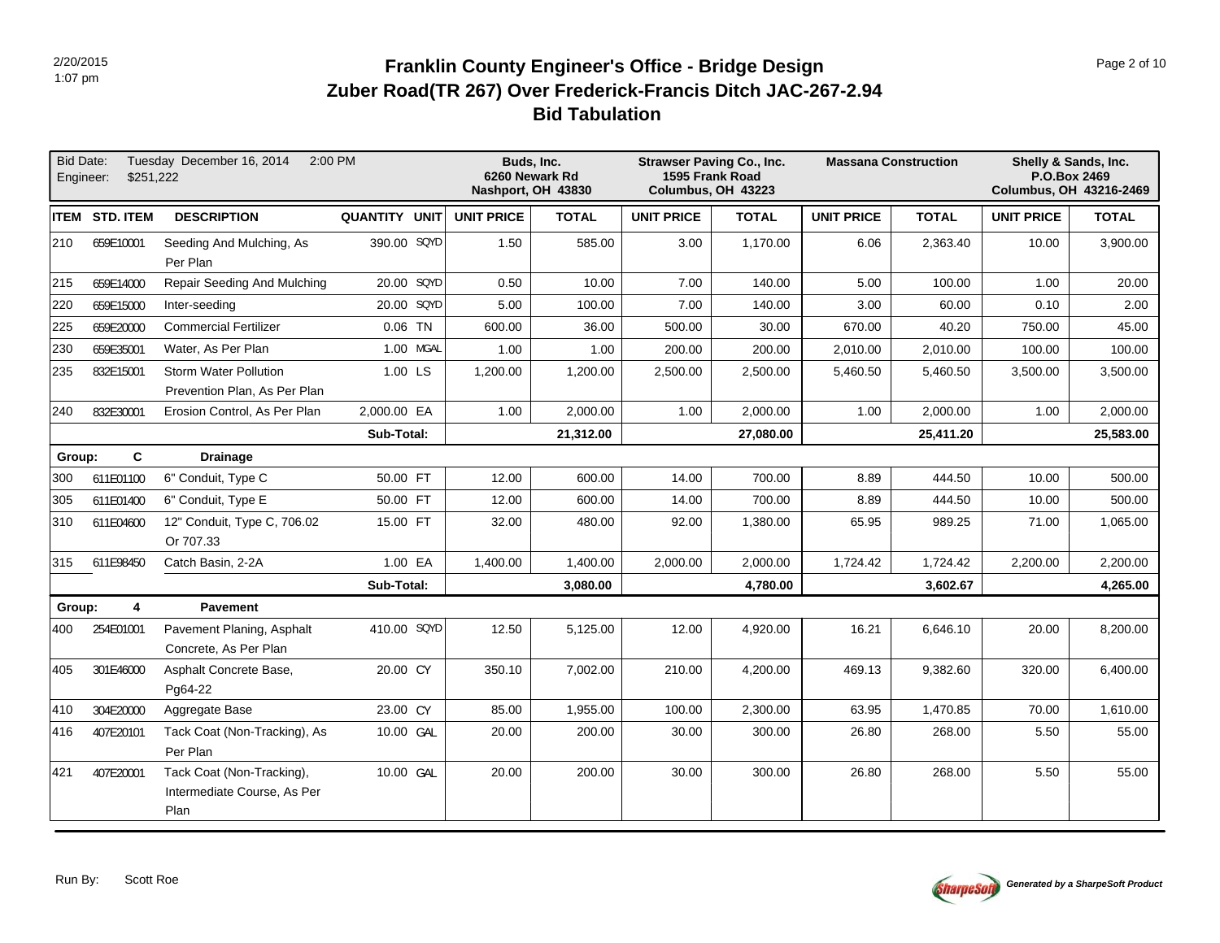# Franklin County Engineer's Office - Bridge Design

## Zuber Road(TR 267) Over Frederick-Francis Ditch JAC-267-2.94

## Bid Tabulation

2/20/2015
1:07 pm

Bid Date: Tuesday December 16, 2014 2:00 PM
Engineer: $251,222

| | | | | | Buds, Inc. 6260 Newark Rd Nashport, OH 43830 | | Strawser Paving Co., Inc. 1595 Frank Road Columbus, OH 43223 | | Massana Construction | | Shelly & Sands, Inc. P.O.Box 2469 Columbus, OH 43216-2469 | |
|---|---|---|---|---|---|---|---|---|---|---|---|---|
| **ITEM** | **STD. ITEM** | **DESCRIPTION** | **QUANTITY** | **UNIT** | **UNIT PRICE** | **TOTAL** | **UNIT PRICE** | **TOTAL** | **UNIT PRICE** | **TOTAL** | **UNIT PRICE** | **TOTAL** |
| 210 | 659E10001 | Seeding And Mulching, As Per Plan | 390.00 | SQYD | 1.50 | 585.00 | 3.00 | 1,170.00 | 6.06 | 2,363.40 | 10.00 | 3,900.00 |
| 215 | 659E14000 | Repair Seeding And Mulching | 20.00 | SQYD | 0.50 | 10.00 | 7.00 | 140.00 | 5.00 | 100.00 | 1.00 | 20.00 |
| 220 | 659E15000 | Inter-seeding | 20.00 | SQYD | 5.00 | 100.00 | 7.00 | 140.00 | 3.00 | 60.00 | 0.10 | 2.00 |
| 225 | 659E20000 | Commercial Fertilizer | 0.06 | TN | 600.00 | 36.00 | 500.00 | 30.00 | 670.00 | 40.20 | 750.00 | 45.00 |
| 230 | 659E35001 | Water, As Per Plan | 1.00 | MGAL | 1.00 | 1.00 | 200.00 | 200.00 | 2,010.00 | 2,010.00 | 100.00 | 100.00 |
| 235 | 832E15001 | Storm Water Pollution Prevention Plan, As Per Plan | 1.00 | LS | 1,200.00 | 1,200.00 | 2,500.00 | 2,500.00 | 5,460.50 | 5,460.50 | 3,500.00 | 3,500.00 |
| 240 | 832E30001 | Erosion Control, As Per Plan | 2,000.00 | EA | 1.00 | 2,000.00 | 1.00 | 2,000.00 | 1.00 | 2,000.00 | 1.00 | 2,000.00 |
| | | | **Sub-Total:** | | | **21,312.00** | | **27,080.00** | | **25,411.20** | | **25,583.00** |
| **Group:** | **C** | **Drainage** | | | | | | | | | | |
| 300 | 611E01100 | 6" Conduit, Type C | 50.00 | FT | 12.00 | 600.00 | 14.00 | 700.00 | 8.89 | 444.50 | 10.00 | 500.00 |
| 305 | 611E01400 | 6" Conduit, Type E | 50.00 | FT | 12.00 | 600.00 | 14.00 | 700.00 | 8.89 | 444.50 | 10.00 | 500.00 |
| 310 | 611E04600 | 12" Conduit, Type C, 706.02 Or 707.33 | 15.00 | FT | 32.00 | 480.00 | 92.00 | 1,380.00 | 65.95 | 989.25 | 71.00 | 1,065.00 |
| 315 | 611E98450 | Catch Basin, 2-2A | 1.00 | EA | 1,400.00 | 1,400.00 | 2,000.00 | 2,000.00 | 1,724.42 | 1,724.42 | 2,200.00 | 2,200.00 |
| | | | **Sub-Total:** | | | **3,080.00** | | **4,780.00** | | **3,602.67** | | **4,265.00** |
| **Group:** | **4** | **Pavement** | | | | | | | | | | |
| 400 | 254E01001 | Pavement Planing, Asphalt Concrete, As Per Plan | 410.00 | SQYD | 12.50 | 5,125.00 | 12.00 | 4,920.00 | 16.21 | 6,646.10 | 20.00 | 8,200.00 |
| 405 | 301E46000 | Asphalt Concrete Base, Pg64-22 | 20.00 | CY | 350.10 | 7,002.00 | 210.00 | 4,200.00 | 469.13 | 9,382.60 | 320.00 | 6,400.00 |
| 410 | 304E20000 | Aggregate Base | 23.00 | CY | 85.00 | 1,955.00 | 100.00 | 2,300.00 | 63.95 | 1,470.85 | 70.00 | 1,610.00 |
| 416 | 407E20101 | Tack Coat (Non-Tracking), As Per Plan | 10.00 | GAL | 20.00 | 200.00 | 30.00 | 300.00 | 26.80 | 268.00 | 5.50 | 55.00 |
| 421 | 407E20001 | Tack Coat (Non-Tracking), Intermediate Course, As Per Plan | 10.00 | GAL | 20.00 | 200.00 | 30.00 | 300.00 | 26.80 | 268.00 | 5.50 | 55.00 |

Run By: Scott Roe

*Generated by a SharpeSoft Product*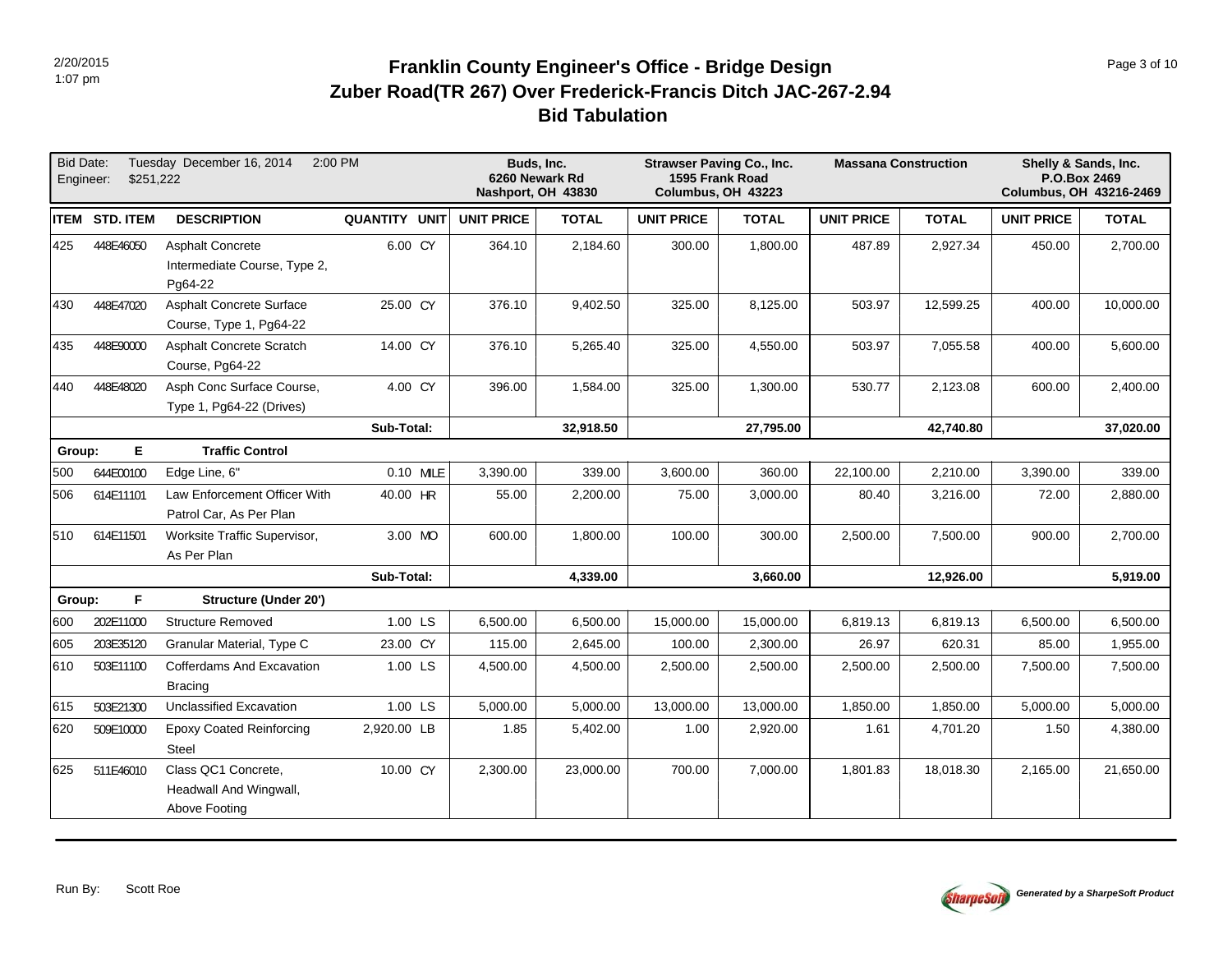# Franklin County Engineer's Office - Bridge Design
## Zuber Road(TR 267) Over Frederick-Francis Ditch JAC-267-2.94
## Bid Tabulation

2/20/2015
1:07 pm

Bid Date: Tuesday December 16, 2014 2:00 PM
Engineer: $251,222

| ITEM | STD. ITEM | DESCRIPTION | QUANTITY | UNIT | Buds, Inc. 6260 Newark Rd Nashport, OH 43830 UNIT PRICE | TOTAL | Strawser Paving Co., Inc. 1595 Frank Road Columbus, OH 43223 UNIT PRICE | TOTAL | Massana Construction UNIT PRICE | TOTAL | Shelly & Sands, Inc. P.O.Box 2469 Columbus, OH 43216-2469 UNIT PRICE | TOTAL |
|---|---|---|---|---|---|---|---|---|---|---|---|---|
| 425 | 448E46050 | Asphalt Concrete Intermediate Course, Type 2, Pg64-22 | 6.00 | CY | 364.10 | 2,184.60 | 300.00 | 1,800.00 | 487.89 | 2,927.34 | 450.00 | 2,700.00 |
| 430 | 448E47020 | Asphalt Concrete Surface Course, Type 1, Pg64-22 | 25.00 | CY | 376.10 | 9,402.50 | 325.00 | 8,125.00 | 503.97 | 12,599.25 | 400.00 | 10,000.00 |
| 435 | 448E90000 | Asphalt Concrete Scratch Course, Pg64-22 | 14.00 | CY | 376.10 | 5,265.40 | 325.00 | 4,550.00 | 503.97 | 7,055.58 | 400.00 | 5,600.00 |
| 440 | 448E48020 | Asph Conc Surface Course, Type 1, Pg64-22 (Drives) | 4.00 | CY | 396.00 | 1,584.00 | 325.00 | 1,300.00 | 530.77 | 2,123.08 | 600.00 | 2,400.00 |
| | | | **Sub-Total:** | | | **32,918.50** | | **27,795.00** | | **42,740.80** | | **37,020.00** |
| **Group:** | **E** | **Traffic Control** | | | | | | | | | | |
| 500 | 644E00100 | Edge Line, 6" | 0.10 | MILE | 3,390.00 | 339.00 | 3,600.00 | 360.00 | 22,100.00 | 2,210.00 | 3,390.00 | 339.00 |
| 506 | 614E11101 | Law Enforcement Officer With Patrol Car, As Per Plan | 40.00 | HR | 55.00 | 2,200.00 | 75.00 | 3,000.00 | 80.40 | 3,216.00 | 72.00 | 2,880.00 |
| 510 | 614E11501 | Worksite Traffic Supervisor, As Per Plan | 3.00 | MO | 600.00 | 1,800.00 | 100.00 | 300.00 | 2,500.00 | 7,500.00 | 900.00 | 2,700.00 |
| | | | **Sub-Total:** | | | **4,339.00** | | **3,660.00** | | **12,926.00** | | **5,919.00** |
| **Group:** | **F** | **Structure (Under 20')** | | | | | | | | | | |
| 600 | 202E11000 | Structure Removed | 1.00 | LS | 6,500.00 | 6,500.00 | 15,000.00 | 15,000.00 | 6,819.13 | 6,819.13 | 6,500.00 | 6,500.00 |
| 605 | 203E35120 | Granular Material, Type C | 23.00 | CY | 115.00 | 2,645.00 | 100.00 | 2,300.00 | 26.97 | 620.31 | 85.00 | 1,955.00 |
| 610 | 503E11100 | Cofferdams And Excavation Bracing | 1.00 | LS | 4,500.00 | 4,500.00 | 2,500.00 | 2,500.00 | 2,500.00 | 2,500.00 | 7,500.00 | 7,500.00 |
| 615 | 503E21300 | Unclassified Excavation | 1.00 | LS | 5,000.00 | 5,000.00 | 13,000.00 | 13,000.00 | 1,850.00 | 1,850.00 | 5,000.00 | 5,000.00 |
| 620 | 509E10000 | Epoxy Coated Reinforcing Steel | 2,920.00 | LB | 1.85 | 5,402.00 | 1.00 | 2,920.00 | 1.61 | 4,701.20 | 1.50 | 4,380.00 |
| 625 | 511E46010 | Class QC1 Concrete, Headwall And Wingwall, Above Footing | 10.00 | CY | 2,300.00 | 23,000.00 | 700.00 | 7,000.00 | 1,801.83 | 18,018.30 | 2,165.00 | 21,650.00 |

Run By: Scott Roe

*Generated by a SharpeSoft Product*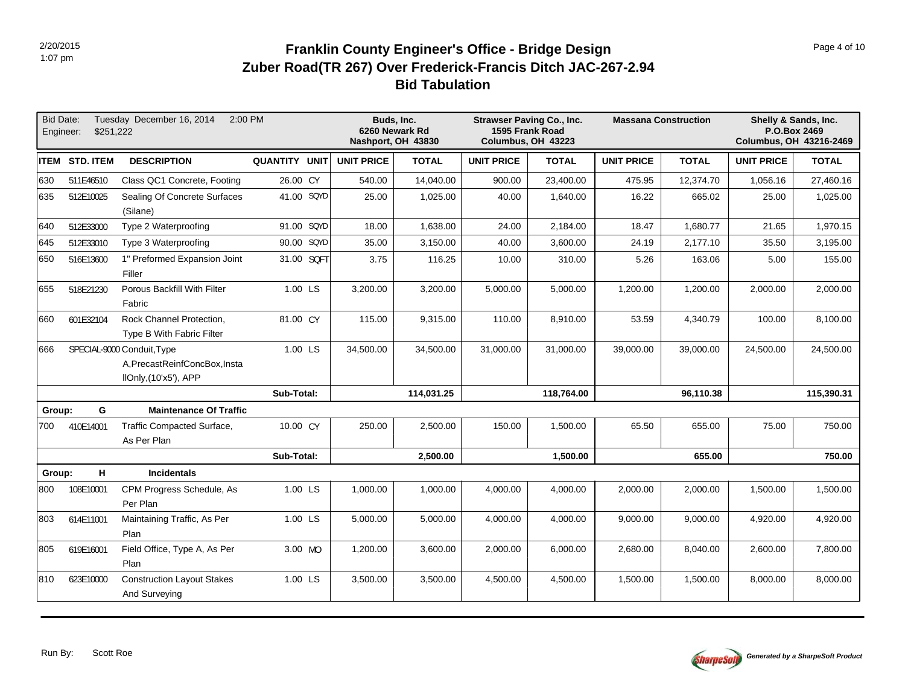# Franklin County Engineer's Office - Bridge Design
## Zuber Road(TR 267) Over Frederick-Francis Ditch JAC-267-2.94
## Bid Tabulation

| Bid Date: Tuesday December 16, 2014 2:00 PM<br>Engineer: $251,222 | | | | | Buds, Inc.<br>6260 Newark Rd<br>Nashport, OH 43830 | | Strawser Paving Co., Inc.<br>1595 Frank Road<br>Columbus, OH 43223 | | Massana Construction | | Shelly & Sands, Inc.<br>P.O.Box 2469<br>Columbus, OH 43216-2469 | |
|---|---|---|---|---|---|---|---|---|---|---|---|---|
| **ITEM** | **STD. ITEM** | **DESCRIPTION** | **QUANTITY** | **UNIT** | **UNIT PRICE** | **TOTAL** | **UNIT PRICE** | **TOTAL** | **UNIT PRICE** | **TOTAL** | **UNIT PRICE** | **TOTAL** |
| 630 | 511E46510 | Class QC1 Concrete, Footing | 26.00 | CY | 540.00 | 14,040.00 | 900.00 | 23,400.00 | 475.95 | 12,374.70 | 1,056.16 | 27,460.16 |
| 635 | 512E10025 | Sealing Of Concrete Surfaces (Silane) | 41.00 | SQYD | 25.00 | 1,025.00 | 40.00 | 1,640.00 | 16.22 | 665.02 | 25.00 | 1,025.00 |
| 640 | 512E33000 | Type 2 Waterproofing | 91.00 | SQYD | 18.00 | 1,638.00 | 24.00 | 2,184.00 | 18.47 | 1,680.77 | 21.65 | 1,970.15 |
| 645 | 512E33010 | Type 3 Waterproofing | 90.00 | SQYD | 35.00 | 3,150.00 | 40.00 | 3,600.00 | 24.19 | 2,177.10 | 35.50 | 3,195.00 |
| 650 | 516E13600 | 1" Preformed Expansion Joint Filler | 31.00 | SQFT | 3.75 | 116.25 | 10.00 | 310.00 | 5.26 | 163.06 | 5.00 | 155.00 |
| 655 | 518E21230 | Porous Backfill With Filter Fabric | 1.00 | LS | 3,200.00 | 3,200.00 | 5,000.00 | 5,000.00 | 1,200.00 | 1,200.00 | 2,000.00 | 2,000.00 |
| 660 | 601E32104 | Rock Channel Protection, Type B With Fabric Filter | 81.00 | CY | 115.00 | 9,315.00 | 110.00 | 8,910.00 | 53.59 | 4,340.79 | 100.00 | 8,100.00 |
| 666 | SPECIAL-9000 | Conduit,Type A,PrecastReinfConcBox,InstallOnly,(10'x5'), APP | 1.00 | LS | 34,500.00 | 34,500.00 | 31,000.00 | 31,000.00 | 39,000.00 | 39,000.00 | 24,500.00 | 24,500.00 |
| | | | **Sub-Total:** | | | **114,031.25** | | **118,764.00** | | **96,110.38** | | **115,390.31** |
| **Group:** | **G** | **Maintenance Of Traffic** | | | | | | | | | | |
| 700 | 410E14001 | Traffic Compacted Surface, As Per Plan | 10.00 | CY | 250.00 | 2,500.00 | 150.00 | 1,500.00 | 65.50 | 655.00 | 75.00 | 750.00 |
| | | | **Sub-Total:** | | | **2,500.00** | | **1,500.00** | | **655.00** | | **750.00** |
| **Group:** | **H** | **Incidentals** | | | | | | | | | | |
| 800 | 108E10001 | CPM Progress Schedule, As Per Plan | 1.00 | LS | 1,000.00 | 1,000.00 | 4,000.00 | 4,000.00 | 2,000.00 | 2,000.00 | 1,500.00 | 1,500.00 |
| 803 | 614E11001 | Maintaining Traffic, As Per Plan | 1.00 | LS | 5,000.00 | 5,000.00 | 4,000.00 | 4,000.00 | 9,000.00 | 9,000.00 | 4,920.00 | 4,920.00 |
| 805 | 619E16001 | Field Office, Type A, As Per Plan | 3.00 | MO | 1,200.00 | 3,600.00 | 2,000.00 | 6,000.00 | 2,680.00 | 8,040.00 | 2,600.00 | 7,800.00 |
| 810 | 623E10000 | Construction Layout Stakes And Surveying | 1.00 | LS | 3,500.00 | 3,500.00 | 4,500.00 | 4,500.00 | 1,500.00 | 1,500.00 | 8,000.00 | 8,000.00 |

Run By: Scott Roe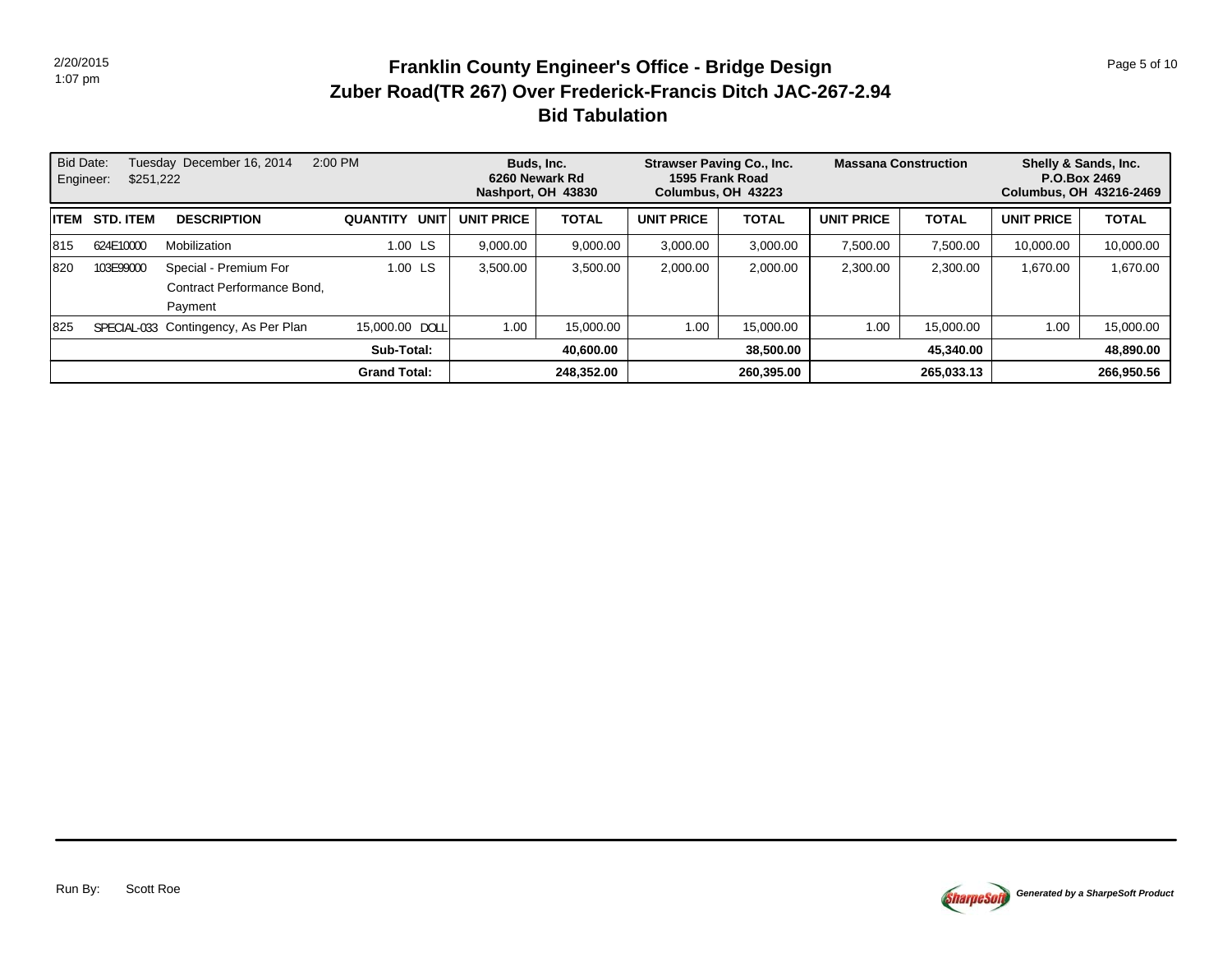# Franklin County Engineer's Office - Bridge Design

## Zuber Road(TR 267) Over Frederick-Francis Ditch JAC-267-2.94

## Bid Tabulation

2/20/2015
1:07 pm

| Bid Date: Tuesday December 16, 2014 2:00 PM<br>Engineer: $251,222 | | | | | **Buds, Inc.**<br>**6260 Newark Rd**<br>**Nashport, OH 43830** | | **Strawser Paving Co., Inc.**<br>**1595 Frank Road**<br>**Columbus, OH 43223** | | **Massana Construction** | | **Shelly & Sands, Inc.**<br>**P.O.Box 2469**<br>**Columbus, OH 43216-2469** | |
|---|---|---|---|---|---|---|---|---|---|---|---|---|
| **ITEM** | **STD. ITEM** | **DESCRIPTION** | **QUANTITY** | **UNIT** | **UNIT PRICE** | **TOTAL** | **UNIT PRICE** | **TOTAL** | **UNIT PRICE** | **TOTAL** | **UNIT PRICE** | **TOTAL** |
| 815 | 624E10000 | Mobilization | 1.00 | LS | 9,000.00 | 9,000.00 | 3,000.00 | 3,000.00 | 7,500.00 | 7,500.00 | 10,000.00 | 10,000.00 |
| 820 | 103E99000 | Special - Premium For Contract Performance Bond, Payment | 1.00 | LS | 3,500.00 | 3,500.00 | 2,000.00 | 2,000.00 | 2,300.00 | 2,300.00 | 1,670.00 | 1,670.00 |
| 825 | SPECIAL-033 | Contingency, As Per Plan | 15,000.00 | DOLL | 1.00 | 15,000.00 | 1.00 | 15,000.00 | 1.00 | 15,000.00 | 1.00 | 15,000.00 |
| | | | **Sub-Total:** | | | **40,600.00** | | **38,500.00** | | **45,340.00** | | **48,890.00** |
| | | | **Grand Total:** | | | **248,352.00** | | **260,395.00** | | **265,033.13** | | **266,950.56** |

Run By: Scott Roe

*Generated by a SharpeSoft Product*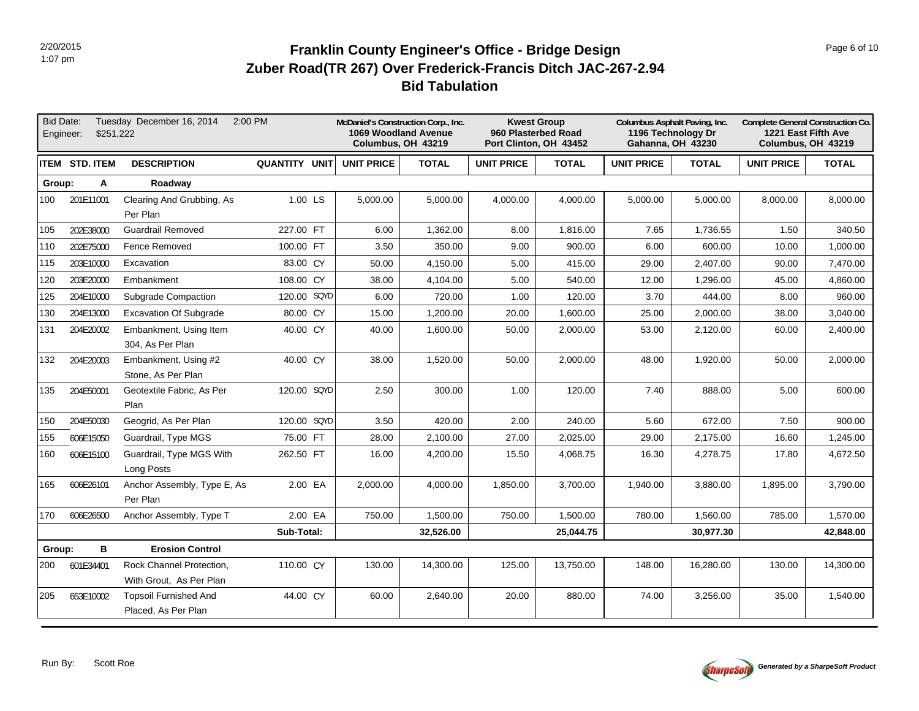# Franklin County Engineer's Office - Bridge Design

## Zuber Road(TR 267) Over Frederick-Francis Ditch JAC-267-2.94

## Bid Tabulation

Bid Date: Tuesday December 16, 2014 2:00 PM
Engineer: $251,222

| ITEM | STD. ITEM | DESCRIPTION | QUANTITY | UNIT | McDaniel's Construction Corp., Inc. 1069 Woodland Avenue Columbus, OH 43219 UNIT PRICE | TOTAL | Kwest Group 960 Plasterbed Road Port Clinton, OH 43452 UNIT PRICE | TOTAL | Columbus Asphalt Paving, Inc. 1196 Technology Dr Gahanna, OH 43230 UNIT PRICE | TOTAL | Complete General Construction Co. 1221 East Fifth Ave Columbus, OH 43219 UNIT PRICE | TOTAL |
|---|---|---|---|---|---|---|---|---|---|---|---|---|
| Group: | A | Roadway | | | | | | | | | | |
| 100 | 201E11001 | Clearing And Grubbing, As Per Plan | 1.00 | LS | 5,000.00 | 5,000.00 | 4,000.00 | 4,000.00 | 5,000.00 | 5,000.00 | 8,000.00 | 8,000.00 |
| 105 | 202E38000 | Guardrail Removed | 227.00 | FT | 6.00 | 1,362.00 | 8.00 | 1,816.00 | 7.65 | 1,736.55 | 1.50 | 340.50 |
| 110 | 202E75000 | Fence Removed | 100.00 | FT | 3.50 | 350.00 | 9.00 | 900.00 | 6.00 | 600.00 | 10.00 | 1,000.00 |
| 115 | 203E10000 | Excavation | 83.00 | CY | 50.00 | 4,150.00 | 5.00 | 415.00 | 29.00 | 2,407.00 | 90.00 | 7,470.00 |
| 120 | 203E20000 | Embankment | 108.00 | CY | 38.00 | 4,104.00 | 5.00 | 540.00 | 12.00 | 1,296.00 | 45.00 | 4,860.00 |
| 125 | 204E10000 | Subgrade Compaction | 120.00 | SQYD | 6.00 | 720.00 | 1.00 | 120.00 | 3.70 | 444.00 | 8.00 | 960.00 |
| 130 | 204E13000 | Excavation Of Subgrade | 80.00 | CY | 15.00 | 1,200.00 | 20.00 | 1,600.00 | 25.00 | 2,000.00 | 38.00 | 3,040.00 |
| 131 | 204E20002 | Embankment, Using Item 304, As Per Plan | 40.00 | CY | 40.00 | 1,600.00 | 50.00 | 2,000.00 | 53.00 | 2,120.00 | 60.00 | 2,400.00 |
| 132 | 204E20003 | Embankment, Using #2 Stone, As Per Plan | 40.00 | CY | 38.00 | 1,520.00 | 50.00 | 2,000.00 | 48.00 | 1,920.00 | 50.00 | 2,000.00 |
| 135 | 204E50001 | Geotextile Fabric, As Per Plan | 120.00 | SQYD | 2.50 | 300.00 | 1.00 | 120.00 | 7.40 | 888.00 | 5.00 | 600.00 |
| 150 | 204E50030 | Geogrid, As Per Plan | 120.00 | SQYD | 3.50 | 420.00 | 2.00 | 240.00 | 5.60 | 672.00 | 7.50 | 900.00 |
| 155 | 606E15050 | Guardrail, Type MGS | 75.00 | FT | 28.00 | 2,100.00 | 27.00 | 2,025.00 | 29.00 | 2,175.00 | 16.60 | 1,245.00 |
| 160 | 606E15100 | Guardrail, Type MGS With Long Posts | 262.50 | FT | 16.00 | 4,200.00 | 15.50 | 4,068.75 | 16.30 | 4,278.75 | 17.80 | 4,672.50 |
| 165 | 606E26101 | Anchor Assembly, Type E, As Per Plan | 2.00 | EA | 2,000.00 | 4,000.00 | 1,850.00 | 3,700.00 | 1,940.00 | 3,880.00 | 1,895.00 | 3,790.00 |
| 170 | 606E26500 | Anchor Assembly, Type T | 2.00 | EA | 750.00 | 1,500.00 | 750.00 | 1,500.00 | 780.00 | 1,560.00 | 785.00 | 1,570.00 |
| | | | Sub-Total: | | | 32,526.00 | | 25,044.75 | | 30,977.30 | | 42,848.00 |
| Group: | B | Erosion Control | | | | | | | | | | |
| 200 | 601E34401 | Rock Channel Protection, With Grout, As Per Plan | 110.00 | CY | 130.00 | 14,300.00 | 125.00 | 13,750.00 | 148.00 | 16,280.00 | 130.00 | 14,300.00 |
| 205 | 653E10002 | Topsoil Furnished And Placed, As Per Plan | 44.00 | CY | 60.00 | 2,640.00 | 20.00 | 880.00 | 74.00 | 3,256.00 | 35.00 | 1,540.00 |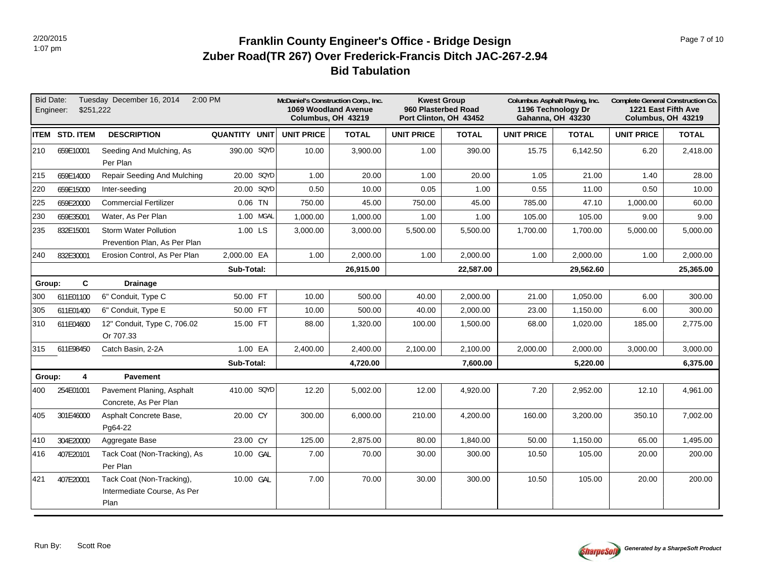# Franklin County Engineer's Office - Bridge Design
## Zuber Road(TR 267) Over Frederick-Francis Ditch JAC-267-2.94
## Bid Tabulation

Bid Date: Tuesday December 16, 2014 2:00 PM
Engineer: $251,222

| ITEM | STD. ITEM | DESCRIPTION | QUANTITY | UNIT | McDaniel's Construction Corp., Inc. 1069 Woodland Avenue Columbus, OH 43219 UNIT PRICE | TOTAL | Kwest Group 960 Plasterbed Road Port Clinton, OH 43452 UNIT PRICE | TOTAL | Columbus Asphalt Paving, Inc. 1196 Technology Dr Gahanna, OH 43230 UNIT PRICE | TOTAL | Complete General Construction Co. 1221 East Fifth Ave Columbus, OH 43219 UNIT PRICE | TOTAL |
|---|---|---|---|---|---|---|---|---|---|---|---|---|
| 210 | 659E10001 | Seeding And Mulching, As Per Plan | 390.00 | SQYD | 10.00 | 3,900.00 | 1.00 | 390.00 | 15.75 | 6,142.50 | 6.20 | 2,418.00 |
| 215 | 659E14000 | Repair Seeding And Mulching | 20.00 | SQYD | 1.00 | 20.00 | 1.00 | 20.00 | 1.05 | 21.00 | 1.40 | 28.00 |
| 220 | 659E15000 | Inter-seeding | 20.00 | SQYD | 0.50 | 10.00 | 0.05 | 1.00 | 0.55 | 11.00 | 0.50 | 10.00 |
| 225 | 659E20000 | Commercial Fertilizer | 0.06 | TN | 750.00 | 45.00 | 750.00 | 45.00 | 785.00 | 47.10 | 1,000.00 | 60.00 |
| 230 | 659E35001 | Water, As Per Plan | 1.00 | MGAL | 1,000.00 | 1,000.00 | 1.00 | 1.00 | 105.00 | 105.00 | 9.00 | 9.00 |
| 235 | 832E15001 | Storm Water Pollution Prevention Plan, As Per Plan | 1.00 | LS | 3,000.00 | 3,000.00 | 5,500.00 | 5,500.00 | 1,700.00 | 1,700.00 | 5,000.00 | 5,000.00 |
| 240 | 832E30001 | Erosion Control, As Per Plan | 2,000.00 | EA | 1.00 | 2,000.00 | 1.00 | 2,000.00 | 1.00 | 2,000.00 | 1.00 | 2,000.00 |
| | | | **Sub-Total:** | | | **26,915.00** | | **22,587.00** | | **29,562.60** | | **25,365.00** |
| **Group:** | **C** | **Drainage** | | | | | | | | | | |
| 300 | 611E01100 | 6" Conduit, Type C | 50.00 | FT | 10.00 | 500.00 | 40.00 | 2,000.00 | 21.00 | 1,050.00 | 6.00 | 300.00 |
| 305 | 611E01400 | 6" Conduit, Type E | 50.00 | FT | 10.00 | 500.00 | 40.00 | 2,000.00 | 23.00 | 1,150.00 | 6.00 | 300.00 |
| 310 | 611E04600 | 12" Conduit, Type C, 706.02 Or 707.33 | 15.00 | FT | 88.00 | 1,320.00 | 100.00 | 1,500.00 | 68.00 | 1,020.00 | 185.00 | 2,775.00 |
| 315 | 611E98450 | Catch Basin, 2-2A | 1.00 | EA | 2,400.00 | 2,400.00 | 2,100.00 | 2,100.00 | 2,000.00 | 2,000.00 | 3,000.00 | 3,000.00 |
| | | | **Sub-Total:** | | | **4,720.00** | | **7,600.00** | | **5,220.00** | | **6,375.00** |
| **Group:** | **4** | **Pavement** | | | | | | | | | | |
| 400 | 254E01001 | Pavement Planing, Asphalt Concrete, As Per Plan | 410.00 | SQYD | 12.20 | 5,002.00 | 12.00 | 4,920.00 | 7.20 | 2,952.00 | 12.10 | 4,961.00 |
| 405 | 301E46000 | Asphalt Concrete Base, Pg64-22 | 20.00 | CY | 300.00 | 6,000.00 | 210.00 | 4,200.00 | 160.00 | 3,200.00 | 350.10 | 7,002.00 |
| 410 | 304E20000 | Aggregate Base | 23.00 | CY | 125.00 | 2,875.00 | 80.00 | 1,840.00 | 50.00 | 1,150.00 | 65.00 | 1,495.00 |
| 416 | 407E20101 | Tack Coat (Non-Tracking), As Per Plan | 10.00 | GAL | 7.00 | 70.00 | 30.00 | 300.00 | 10.50 | 105.00 | 20.00 | 200.00 |
| 421 | 407E20001 | Tack Coat (Non-Tracking), Intermediate Course, As Per Plan | 10.00 | GAL | 7.00 | 70.00 | 30.00 | 300.00 | 10.50 | 105.00 | 20.00 | 200.00 |

Run By: Scott Roe

*Generated by a SharpeSoft Product*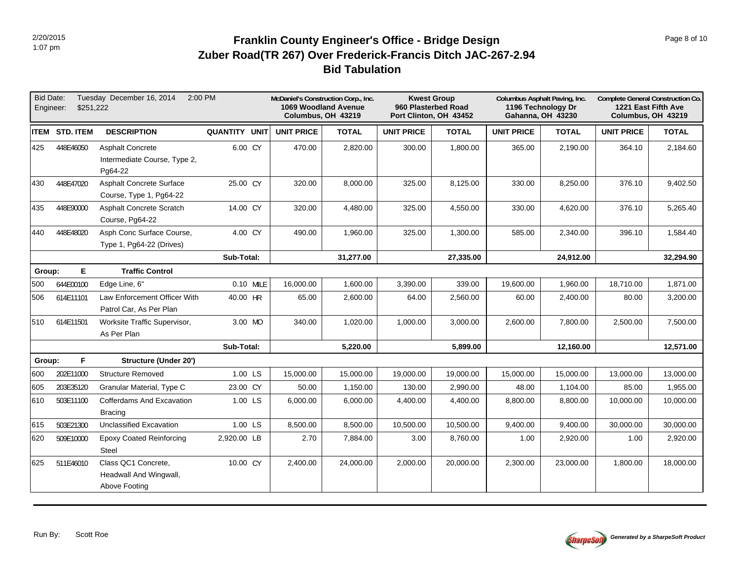# Franklin County Engineer's Office - Bridge Design
## Zuber Road(TR 267) Over Frederick-Francis Ditch JAC-267-2.94
## Bid Tabulation

Bid Date: Tuesday December 16, 2014 2:00 PM
Engineer: $251,222

| ITEM | STD. ITEM | DESCRIPTION | QUANTITY | UNIT | McDaniel's Construction Corp., Inc. 1069 Woodland Avenue Columbus, OH 43219 UNIT PRICE | TOTAL | Kwest Group 960 Plasterbed Road Port Clinton, OH 43452 UNIT PRICE | TOTAL | Columbus Asphalt Paving, Inc. 1196 Technology Dr Gahanna, OH 43230 UNIT PRICE | TOTAL | Complete General Construction Co. 1221 East Fifth Ave Columbus, OH 43219 UNIT PRICE | TOTAL |
|---|---|---|---|---|---|---|---|---|---|---|---|---|
| 425 | 448E46050 | Asphalt Concrete Intermediate Course, Type 2, Pg64-22 | 6.00 | CY | 470.00 | 2,820.00 | 300.00 | 1,800.00 | 365.00 | 2,190.00 | 364.10 | 2,184.60 |
| 430 | 448E47020 | Asphalt Concrete Surface Course, Type 1, Pg64-22 | 25.00 | CY | 320.00 | 8,000.00 | 325.00 | 8,125.00 | 330.00 | 8,250.00 | 376.10 | 9,402.50 |
| 435 | 448E90000 | Asphalt Concrete Scratch Course, Pg64-22 | 14.00 | CY | 320.00 | 4,480.00 | 325.00 | 4,550.00 | 330.00 | 4,620.00 | 376.10 | 5,265.40 |
| 440 | 448E48020 | Asph Conc Surface Course, Type 1, Pg64-22 (Drives) | 4.00 | CY | 490.00 | 1,960.00 | 325.00 | 1,300.00 | 585.00 | 2,340.00 | 396.10 | 1,584.40 |
| | | | Sub-Total: | | | **31,277.00** | | **27,335.00** | | **24,912.00** | | **32,294.90** |
| Group: | E | **Traffic Control** | | | | | | | | | | |
| 500 | 644E00100 | Edge Line, 6" | 0.10 | MILE | 16,000.00 | 1,600.00 | 3,390.00 | 339.00 | 19,600.00 | 1,960.00 | 18,710.00 | 1,871.00 |
| 506 | 614E11101 | Law Enforcement Officer With Patrol Car, As Per Plan | 40.00 | HR | 65.00 | 2,600.00 | 64.00 | 2,560.00 | 60.00 | 2,400.00 | 80.00 | 3,200.00 |
| 510 | 614E11501 | Worksite Traffic Supervisor, As Per Plan | 3.00 | MO | 340.00 | 1,020.00 | 1,000.00 | 3,000.00 | 2,600.00 | 7,800.00 | 2,500.00 | 7,500.00 |
| | | | Sub-Total: | | | **5,220.00** | | **5,899.00** | | **12,160.00** | | **12,571.00** |
| Group: | F | **Structure (Under 20')** | | | | | | | | | | |
| 600 | 202E11000 | Structure Removed | 1.00 | LS | 15,000.00 | 15,000.00 | 19,000.00 | 19,000.00 | 15,000.00 | 15,000.00 | 13,000.00 | 13,000.00 |
| 605 | 203E35120 | Granular Material, Type C | 23.00 | CY | 50.00 | 1,150.00 | 130.00 | 2,990.00 | 48.00 | 1,104.00 | 85.00 | 1,955.00 |
| 610 | 503E11100 | Cofferdams And Excavation Bracing | 1.00 | LS | 6,000.00 | 6,000.00 | 4,400.00 | 4,400.00 | 8,800.00 | 8,800.00 | 10,000.00 | 10,000.00 |
| 615 | 503E21300 | Unclassified Excavation | 1.00 | LS | 8,500.00 | 8,500.00 | 10,500.00 | 10,500.00 | 9,400.00 | 9,400.00 | 30,000.00 | 30,000.00 |
| 620 | 509E10000 | Epoxy Coated Reinforcing Steel | 2,920.00 | LB | 2.70 | 7,884.00 | 3.00 | 8,760.00 | 1.00 | 2,920.00 | 1.00 | 2,920.00 |
| 625 | 511E46010 | Class QC1 Concrete, Headwall And Wingwall, Above Footing | 10.00 | CY | 2,400.00 | 24,000.00 | 2,000.00 | 20,000.00 | 2,300.00 | 23,000.00 | 1,800.00 | 18,000.00 |

Run By: Scott Roe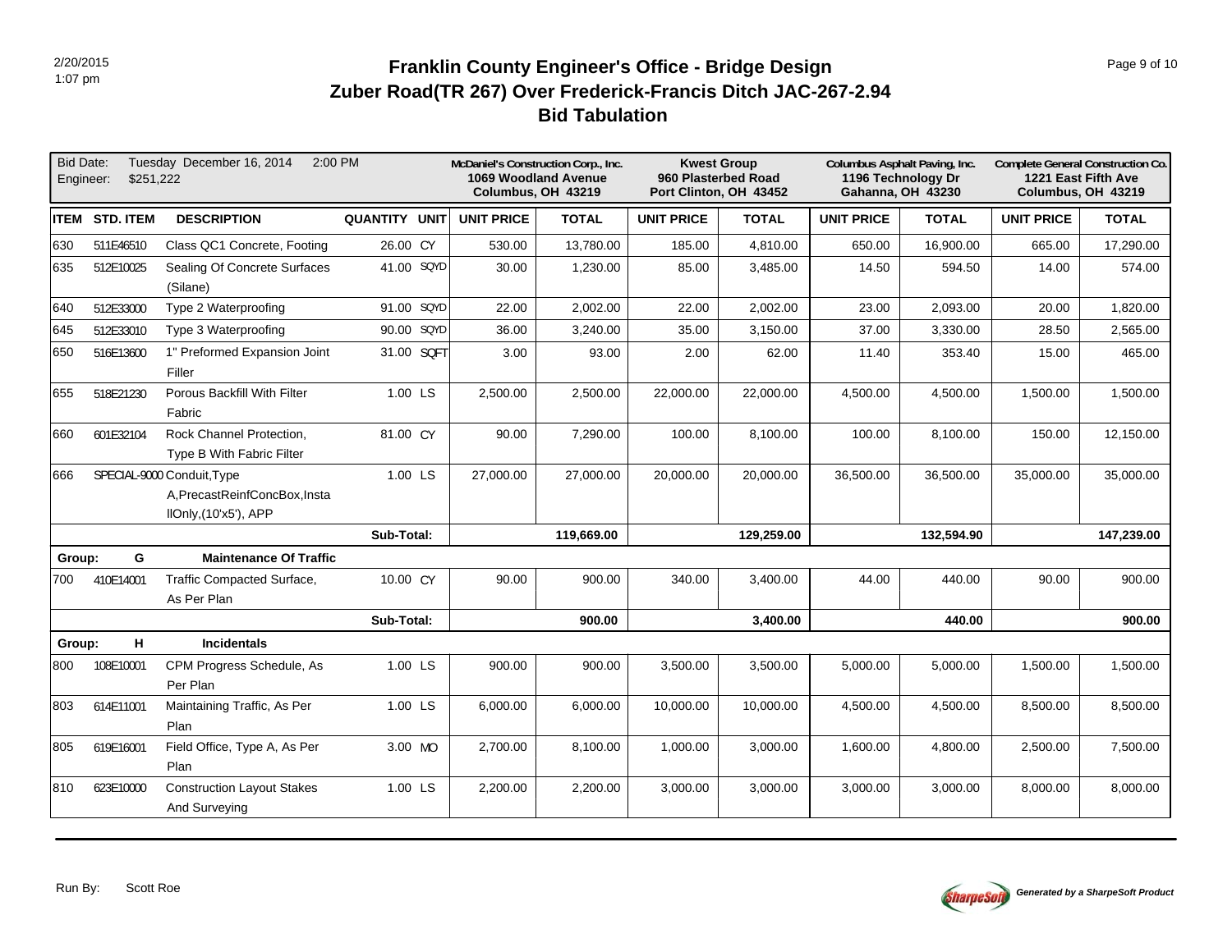# Franklin County Engineer's Office - Bridge Design
## Zuber Road(TR 267) Over Frederick-Francis Ditch JAC-267-2.94
## Bid Tabulation

| Bid Date: Tuesday December 16, 2014 2:00 PM<br>Engineer: $251,222 | | | | | McDaniel's Construction Corp., Inc.<br>1069 Woodland Avenue<br>Columbus, OH 43219 | | Kwest Group<br>960 Plasterbed Road<br>Port Clinton, OH 43452 | | Columbus Asphalt Paving, Inc.<br>1196 Technology Dr<br>Gahanna, OH 43230 | | Complete General Construction Co.<br>1221 East Fifth Ave<br>Columbus, OH 43219 | |
|---|---|---|---|---|---|---|---|---|---|---|---|---|
| **ITEM** | **STD. ITEM** | **DESCRIPTION** | **QUANTITY** | **UNIT** | **UNIT PRICE** | **TOTAL** | **UNIT PRICE** | **TOTAL** | **UNIT PRICE** | **TOTAL** | **UNIT PRICE** | **TOTAL** |
| 630 | 511E46510 | Class QC1 Concrete, Footing | 26.00 | CY | 530.00 | 13,780.00 | 185.00 | 4,810.00 | 650.00 | 16,900.00 | 665.00 | 17,290.00 |
| 635 | 512E10025 | Sealing Of Concrete Surfaces (Silane) | 41.00 | SQYD | 30.00 | 1,230.00 | 85.00 | 3,485.00 | 14.50 | 594.50 | 14.00 | 574.00 |
| 640 | 512E33000 | Type 2 Waterproofing | 91.00 | SQYD | 22.00 | 2,002.00 | 22.00 | 2,002.00 | 23.00 | 2,093.00 | 20.00 | 1,820.00 |
| 645 | 512E33010 | Type 3 Waterproofing | 90.00 | SQYD | 36.00 | 3,240.00 | 35.00 | 3,150.00 | 37.00 | 3,330.00 | 28.50 | 2,565.00 |
| 650 | 516E13600 | 1" Preformed Expansion Joint Filler | 31.00 | SQFT | 3.00 | 93.00 | 2.00 | 62.00 | 11.40 | 353.40 | 15.00 | 465.00 |
| 655 | 518E21230 | Porous Backfill With Filter Fabric | 1.00 | LS | 2,500.00 | 2,500.00 | 22,000.00 | 22,000.00 | 4,500.00 | 4,500.00 | 1,500.00 | 1,500.00 |
| 660 | 601E32104 | Rock Channel Protection, Type B With Fabric Filter | 81.00 | CY | 90.00 | 7,290.00 | 100.00 | 8,100.00 | 100.00 | 8,100.00 | 150.00 | 12,150.00 |
| 666 | SPECIAL-9000 | Conduit,Type A,PrecastReinfConcBox,InstallOnly,(10'x5'), APP | 1.00 | LS | 27,000.00 | 27,000.00 | 20,000.00 | 20,000.00 | 36,500.00 | 36,500.00 | 35,000.00 | 35,000.00 |
| | | | **Sub-Total:** | | | **119,669.00** | | **129,259.00** | | **132,594.90** | | **147,239.00** |
| **Group:** | **G** | **Maintenance Of Traffic** | | | | | | | | | | |
| 700 | 410E14001 | Traffic Compacted Surface, As Per Plan | 10.00 | CY | 90.00 | 900.00 | 340.00 | 3,400.00 | 44.00 | 440.00 | 90.00 | 900.00 |
| | | | **Sub-Total:** | | | **900.00** | | **3,400.00** | | **440.00** | | **900.00** |
| **Group:** | **H** | **Incidentals** | | | | | | | | | | |
| 800 | 108E10001 | CPM Progress Schedule, As Per Plan | 1.00 | LS | 900.00 | 900.00 | 3,500.00 | 3,500.00 | 5,000.00 | 5,000.00 | 1,500.00 | 1,500.00 |
| 803 | 614E11001 | Maintaining Traffic, As Per Plan | 1.00 | LS | 6,000.00 | 6,000.00 | 10,000.00 | 10,000.00 | 4,500.00 | 4,500.00 | 8,500.00 | 8,500.00 |
| 805 | 619E16001 | Field Office, Type A, As Per Plan | 3.00 | MO | 2,700.00 | 8,100.00 | 1,000.00 | 3,000.00 | 1,600.00 | 4,800.00 | 2,500.00 | 7,500.00 |
| 810 | 623E10000 | Construction Layout Stakes And Surveying | 1.00 | LS | 2,200.00 | 2,200.00 | 3,000.00 | 3,000.00 | 3,000.00 | 3,000.00 | 8,000.00 | 8,000.00 |

Run By: Scott Roe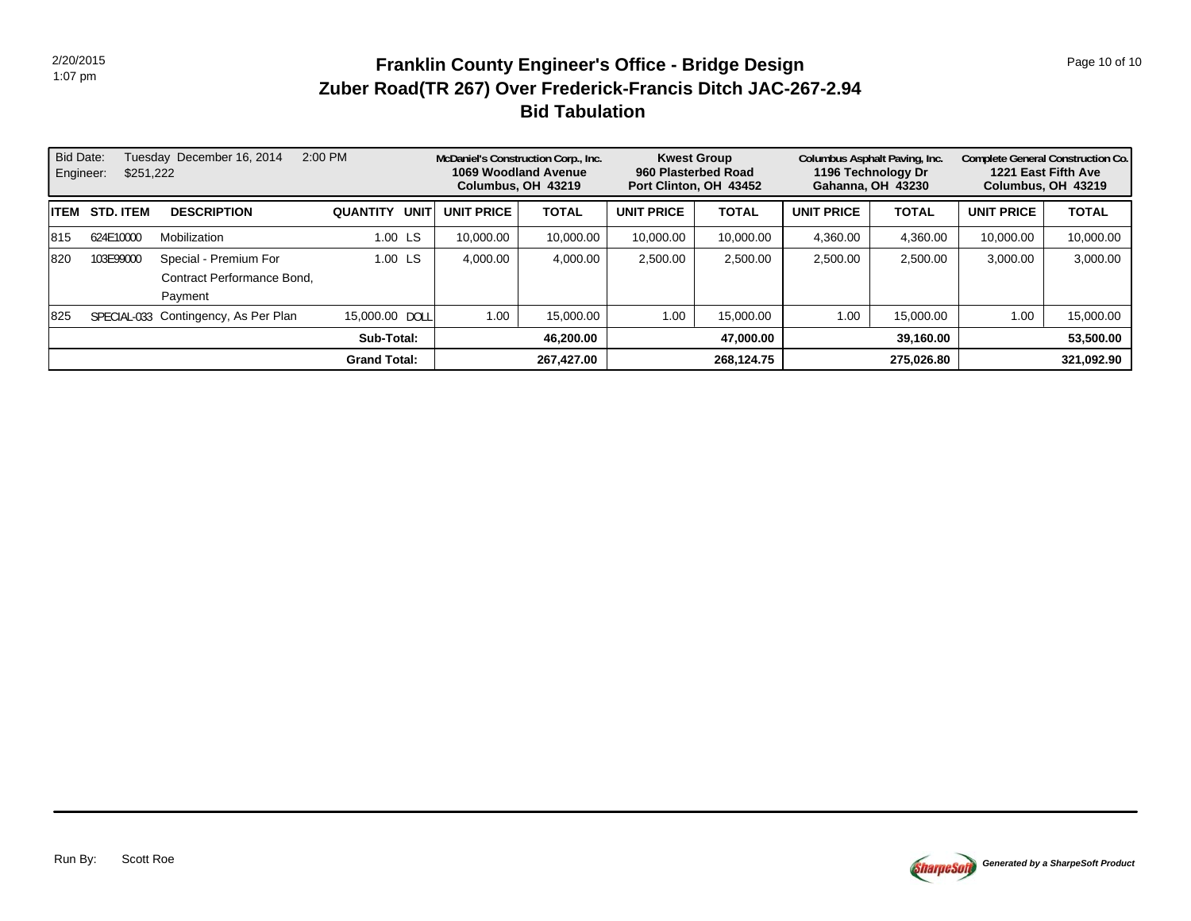# Franklin County Engineer's Office - Bridge Design
## Zuber Road(TR 267) Over Frederick-Francis Ditch JAC-267-2.94
## Bid Tabulation

| Bid Date: Tuesday December 16, 2014 2:00 PM<br>Engineer: $251,222 | | | | | McDaniel's Construction Corp., Inc.<br>1069 Woodland Avenue<br>Columbus, OH 43219 | | Kwest Group<br>960 Plasterbed Road<br>Port Clinton, OH 43452 | | Columbus Asphalt Paving, Inc.<br>1196 Technology Dr<br>Gahanna, OH 43230 | | Complete General Construction Co.<br>1221 East Fifth Ave<br>Columbus, OH 43219 | |
|---|---|---|---|---|---|---|---|---|---|---|---|---|
| **ITEM** | **STD. ITEM** | **DESCRIPTION** | **QUANTITY** | **UNIT** | **UNIT PRICE** | **TOTAL** | **UNIT PRICE** | **TOTAL** | **UNIT PRICE** | **TOTAL** | **UNIT PRICE** | **TOTAL** |
| 815 | 624E10000 | Mobilization | 1.00 | LS | 10,000.00 | 10,000.00 | 10,000.00 | 10,000.00 | 4,360.00 | 4,360.00 | 10,000.00 | 10,000.00 |
| 820 | 103E99000 | Special - Premium For Contract Performance Bond, Payment | 1.00 | LS | 4,000.00 | 4,000.00 | 2,500.00 | 2,500.00 | 2,500.00 | 2,500.00 | 3,000.00 | 3,000.00 |
| 825 | SPECIAL-033 | Contingency, As Per Plan | 15,000.00 | DOLL | 1.00 | 15,000.00 | 1.00 | 15,000.00 | 1.00 | 15,000.00 | 1.00 | 15,000.00 |
| | | | **Sub-Total:** | | | **46,200.00** | | **47,000.00** | | **39,160.00** | | **53,500.00** |
| | | | **Grand Total:** | | | **267,427.00** | | **268,124.75** | | **275,026.80** | | **321,092.90** |

Run By: Scott Roe

*Generated by a SharpeSoft Product*